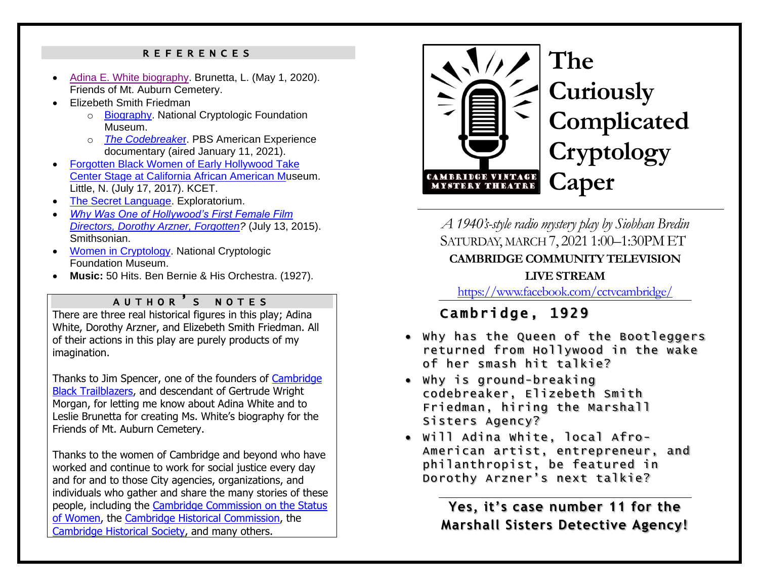## REFERENCES

- Adina E. White biography. Brunetta, L. (May 1, 2020). Friends of Mt. Auburn Cemetery.
- Elizebeth Smith Friedman
  - Biography. National Cryptologic Foundation Museum.
  - *The Codebreaker*. PBS American Experience documentary (aired January 11, 2021).
- Forgotten Black Women of Early Hollywood Take Center Stage at California African American Museum. Little, N. (July 17, 2017). KCET.
- The Secret Language. Exploratorium.
- *Why Was One of Hollywood's First Female Film Directors, Dorothy Arzner, Forgotten?* (July 13, 2015). Smithsonian.
- Women in Cryptology. National Cryptologic Foundation Museum.
- **Music:** 50 Hits. Ben Bernie & His Orchestra. (1927).

## AUTHOR'S NOTES

There are three real historical figures in this play; Adina White, Dorothy Arzner, and Elizebeth Smith Friedman. All of their actions in this play are purely products of my imagination.

Thanks to Jim Spencer, one of the founders of Cambridge Black Trailblazers, and descendant of Gertrude Wright Morgan, for letting me know about Adina White and to Leslie Brunetta for creating Ms. White's biography for the Friends of Mt. Auburn Cemetery.

Thanks to the women of Cambridge and beyond who have worked and continue to work for social justice every day and for and to those City agencies, organizations, and individuals who gather and share the many stories of these people, including the Cambridge Commission on the Status of Women, the Cambridge Historical Commission, the Cambridge Historical Society, and many others.

CAMBRIDGE VINTAGE MYSTERY THEATRE

# The Curiously Complicated Cryptology Caper

*A 1940's-style radio mystery play by Siobhan Bredin*

SATURDAY, MARCH 7, 2021 1:00–1:30PM ET

**CAMBRIDGE COMMUNITY TELEVISION**

**LIVE STREAM**

https://www.facebook.com/cctvcambridge/

## Cambridge, 1929

- Why has the Queen of the Bootleggers returned from Hollywood in the wake of her smash hit talkie?
- Why is ground-breaking codebreaker, Elizebeth Smith Friedman, hiring the Marshall Sisters Agency?
- Will Adina White, local Afro-American artist, entrepreneur, and philanthropist, be featured in Dorothy Arzner's next talkie?

**Yes, it's case number 11 for the Marshall Sisters Detective Agency!**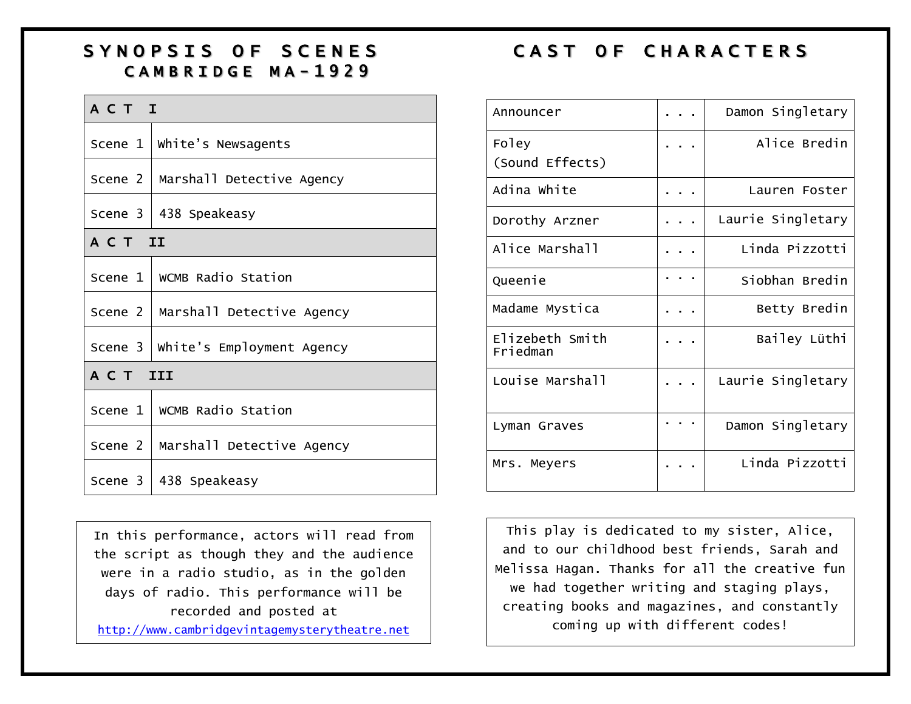## SYNOPSIS OF SCENES
### CAMBRIDGE MA-1929

| ACT I | |
|---|---|
| Scene 1 | White's Newsagents |
| Scene 2 | Marshall Detective Agency |
| Scene 3 | 438 Speakeasy |
| **ACT II** | |
| Scene 1 | WCMB Radio Station |
| Scene 2 | Marshall Detective Agency |
| Scene 3 | White's Employment Agency |
| **ACT III** | |
| Scene 1 | WCMB Radio Station |
| Scene 2 | Marshall Detective Agency |
| Scene 3 | 438 Speakeasy |

In this performance, actors will read from the script as though they and the audience were in a radio studio, as in the golden days of radio. This performance will be recorded and posted at http://www.cambridgevintagemysterytheatre.net

## CAST OF CHARACTERS

| | | |
|---|---|---|
| Announcer | . . . | Damon Singletary |
| Foley (Sound Effects) | . . . | Alice Bredin |
| Adina White | . . . | Lauren Foster |
| Dorothy Arzner | . . . | Laurie Singletary |
| Alice Marshall | . . . | Linda Pizzotti |
| Queenie | . . . | Siobhan Bredin |
| Madame Mystica | . . . | Betty Bredin |
| Elizebeth Smith Friedman | . . . | Bailey Lüthi |
| Louise Marshall | . . . | Laurie Singletary |
| Lyman Graves | . . . | Damon Singletary |
| Mrs. Meyers | . . . | Linda Pizzotti |

This play is dedicated to my sister, Alice, and to our childhood best friends, Sarah and Melissa Hagan. Thanks for all the creative fun we had together writing and staging plays, creating books and magazines, and constantly coming up with different codes!